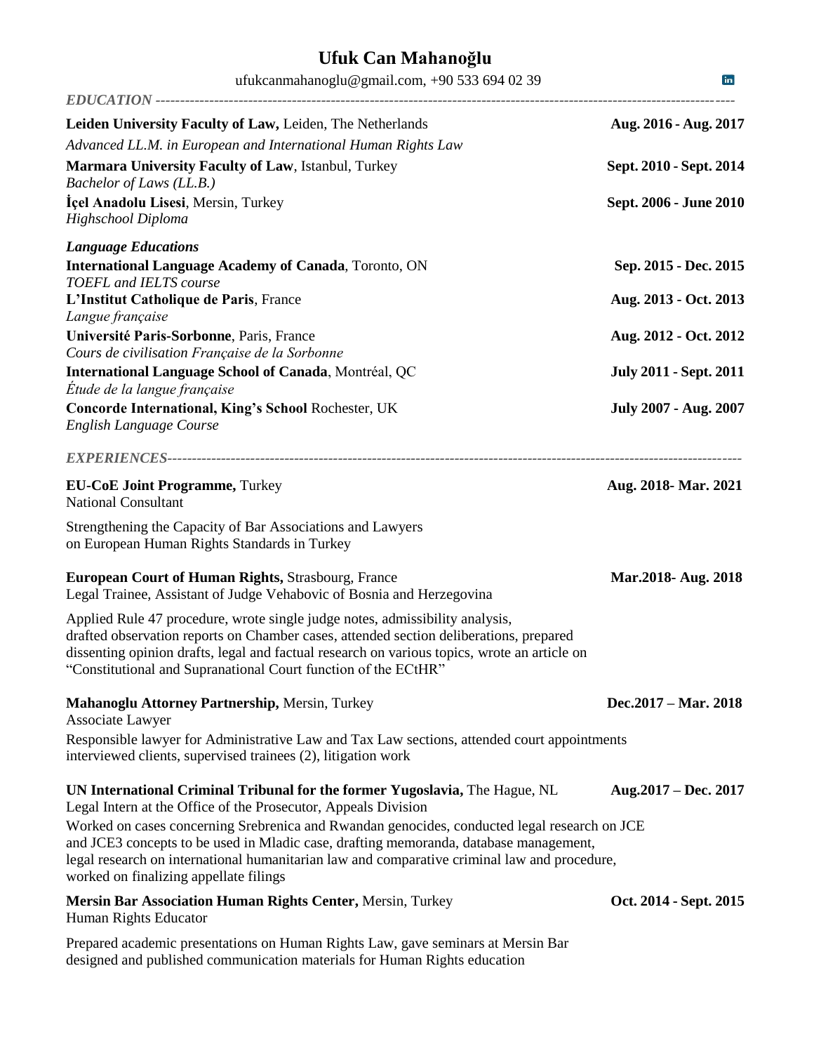# Ufuk Can Mahanoğlu

ufukcanmahanoglu@gmail.com, +90 533 694 02 39

## *EDUCATION*

**Leiden University Faculty of Law,** Leiden, The Netherlands — **Aug. 2016 - Aug. 2017**
*Advanced LL.M. in European and International Human Rights Law*

**Marmara University Faculty of Law**, Istanbul, Turkey — **Sept. 2010 - Sept. 2014**
*Bachelor of Laws (LL.B.)*

**İçel Anadolu Lisesi**, Mersin, Turkey — **Sept. 2006 - June 2010**
*Highschool Diploma*

### *Language Educations*

**International Language Academy of Canada**, Toronto, ON — **Sep. 2015 - Dec. 2015**
*TOEFL and IELTS course*

**L'Institut Catholique de Paris**, France — **Aug. 2013 - Oct. 2013**
*Langue française*

**Université Paris-Sorbonne**, Paris, France — **Aug. 2012 - Oct. 2012**
*Cours de civilisation Française de la Sorbonne*

**International Language School of Canada**, Montréal, QC — **July 2011 - Sept. 2011**
*Étude de la langue française*

**Concorde International, King's School** Rochester, UK — **July 2007 - Aug. 2007**
*English Language Course*

## *EXPERIENCES*

**EU-CoE Joint Programme,** Turkey — **Aug. 2018- Mar. 2021**
National Consultant

Strengthening the Capacity of Bar Associations and Lawyers on European Human Rights Standards in Turkey

**European Court of Human Rights,** Strasbourg, France — **Mar.2018- Aug. 2018**
Legal Trainee, Assistant of Judge Vehabovic of Bosnia and Herzegovina

Applied Rule 47 procedure, wrote single judge notes, admissibility analysis, drafted observation reports on Chamber cases, attended section deliberations, prepared dissenting opinion drafts, legal and factual research on various topics, wrote an article on "Constitutional and Supranational Court function of the ECtHR"

**Mahanoglu Attorney Partnership,** Mersin, Turkey — **Dec.2017 – Mar. 2018**
Associate Lawyer

Responsible lawyer for Administrative Law and Tax Law sections, attended court appointments interviewed clients, supervised trainees (2), litigation work

**UN International Criminal Tribunal for the former Yugoslavia,** The Hague, NL — **Aug.2017 – Dec. 2017**
Legal Intern at the Office of the Prosecutor, Appeals Division

Worked on cases concerning Srebrenica and Rwandan genocides, conducted legal research on JCE and JCE3 concepts to be used in Mladic case, drafting memoranda, database management, legal research on international humanitarian law and comparative criminal law and procedure, worked on finalizing appellate filings

**Mersin Bar Association Human Rights Center,** Mersin, Turkey — **Oct. 2014 - Sept. 2015**
Human Rights Educator

Prepared academic presentations on Human Rights Law, gave seminars at Mersin Bar designed and published communication materials for Human Rights education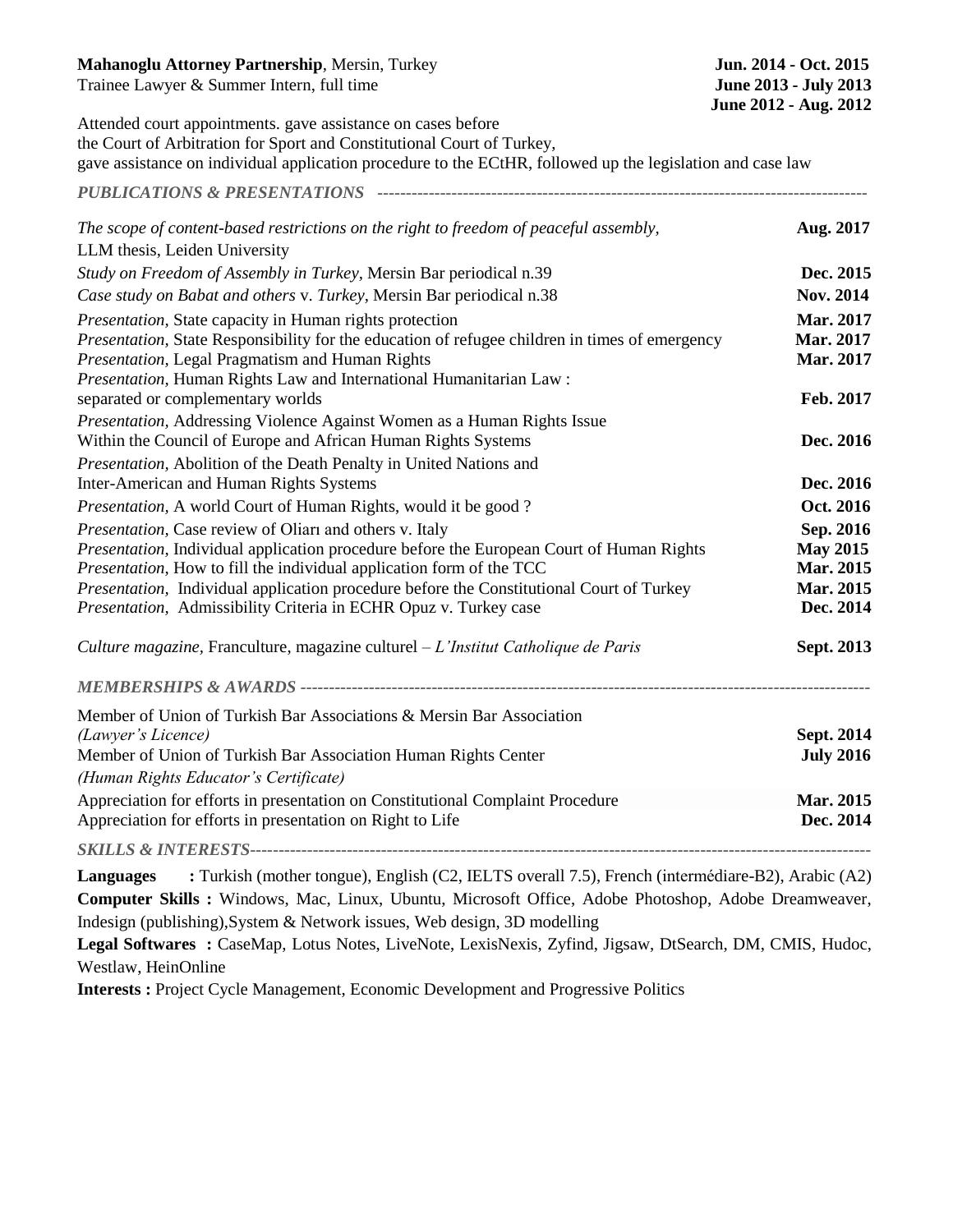**Mahanoglu Attorney Partnership**, Mersin, Turkey — **Jun. 2014 - Oct. 2015**
Trainee Lawyer & Summer Intern, full time — **June 2013 - July 2013**, **June 2012 - Aug. 2012**

Attended court appointments. gave assistance on cases before the Court of Arbitration for Sport and Constitutional Court of Turkey, gave assistance on individual application procedure to the ECtHR, followed up the legislation and case law

## *PUBLICATIONS & PRESENTATIONS*

*The scope of content-based restrictions on the right to freedom of peaceful assembly,* LLM thesis, Leiden University — **Aug. 2017**
*Study on Freedom of Assembly in Turkey*, Mersin Bar periodical n.39 — **Dec. 2015**
*Case study on Babat and others* v. *Turkey*, Mersin Bar periodical n.38 — **Nov. 2014**

*Presentation,* State capacity in Human rights protection — **Mar. 2017**
*Presentation,* State Responsibility for the education of refugee children in times of emergency — **Mar. 2017**
*Presentation,* Legal Pragmatism and Human Rights — **Mar. 2017**
*Presentation,* Human Rights Law and International Humanitarian Law : separated or complementary worlds — **Feb. 2017**
*Presentation,* Addressing Violence Against Women as a Human Rights Issue Within the Council of Europe and African Human Rights Systems — **Dec. 2016**
*Presentation,* Abolition of the Death Penalty in United Nations and Inter-American and Human Rights Systems — **Dec. 2016**
*Presentation,* A world Court of Human Rights, would it be good ? — **Oct. 2016**
*Presentation,* Case review of Oliarı and others v. Italy — **Sep. 2016**
*Presentation,* Individual application procedure before the European Court of Human Rights — **May 2015**
*Presentation,* How to fill the individual application form of the TCC — **Mar. 2015**
*Presentation,* Individual application procedure before the Constitutional Court of Turkey — **Mar. 2015**
*Presentation,* Admissibility Criteria in ECHR Opuz v. Turkey case — **Dec. 2014**

*Culture magazine,* Franculture, magazine culturel – *L'Institut Catholique de Paris* — **Sept. 2013**

## *MEMBERSHIPS & AWARDS*

Member of Union of Turkish Bar Associations & Mersin Bar Association *(Lawyer's Licence)* — **Sept. 2014**
Member of Union of Turkish Bar Association Human Rights Center *(Human Rights Educator's Certificate)* — **July 2016**
Appreciation for efforts in presentation on Constitutional Complaint Procedure — **Mar. 2015**
Appreciation for efforts in presentation on Right to Life — **Dec. 2014**

## *SKILLS & INTERESTS*

**Languages :** Turkish (mother tongue), English (C2, IELTS overall 7.5), French (intermédiare-B2), Arabic (A2)
**Computer Skills :** Windows, Mac, Linux, Ubuntu, Microsoft Office, Adobe Photoshop, Adobe Dreamweaver, Indesign (publishing),System & Network issues, Web design, 3D modelling
**Legal Softwares :** CaseMap, Lotus Notes, LiveNote, LexisNexis, Zyfind, Jigsaw, DtSearch, DM, CMIS, Hudoc, Westlaw, HeinOnline
**Interests :** Project Cycle Management, Economic Development and Progressive Politics